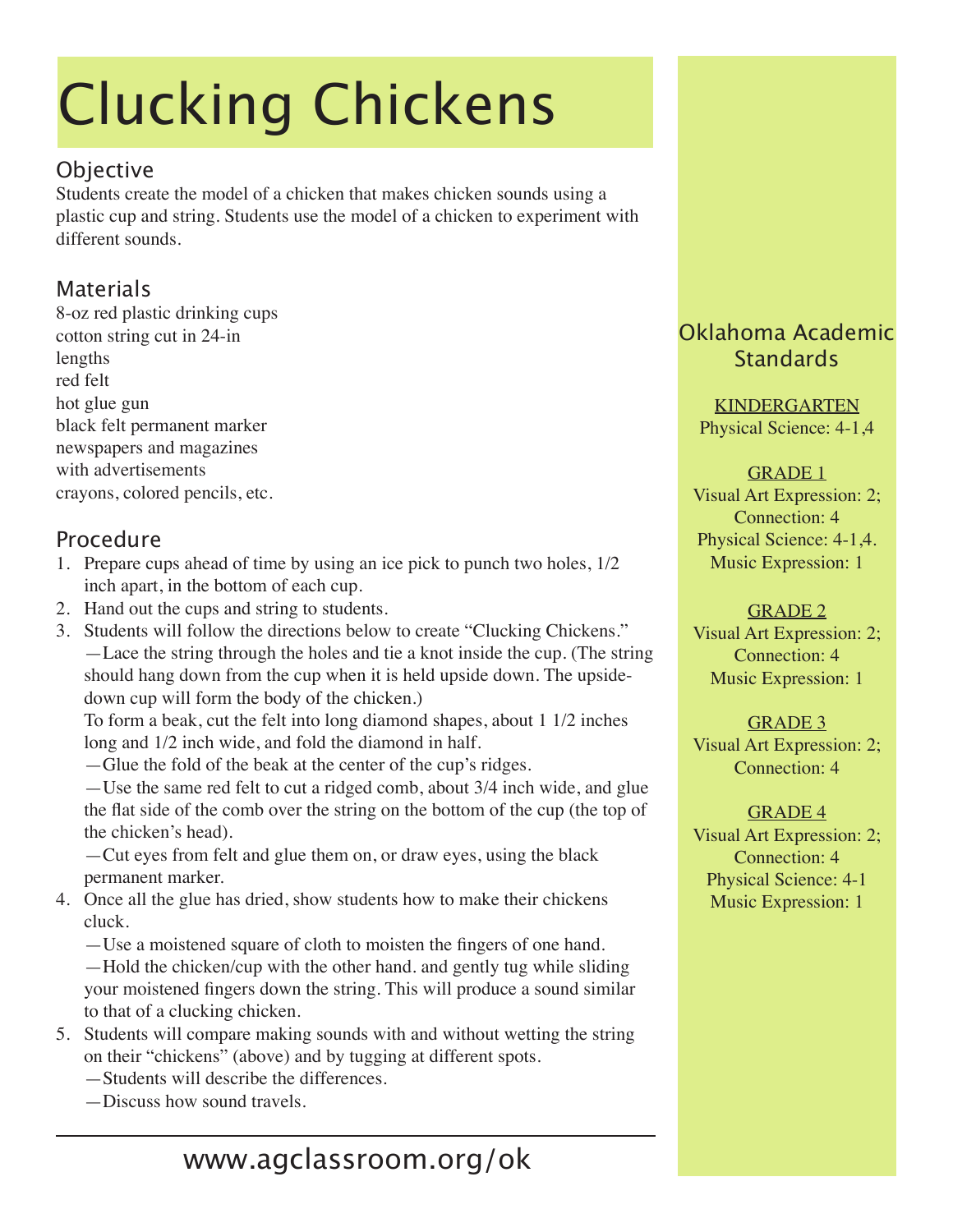# Clucking Chickens

## Objective

Students create the model of a chicken that makes chicken sounds using a plastic cup and string. Students use the model of a chicken to experiment with different sounds.

## Materials

8-oz red plastic drinking cups
cotton string cut in 24-in lengths
red felt
hot glue gun
black felt permanent marker
newspapers and magazines with advertisements
crayons, colored pencils, etc.

## Procedure

1. Prepare cups ahead of time by using an ice pick to punch two holes, 1/2 inch apart, in the bottom of each cup.
2. Hand out the cups and string to students.
3. Students will follow the directions below to create "Clucking Chickens."
   —Lace the string through the holes and tie a knot inside the cup. (The string should hang down from the cup when it is held upside down. The upside-down cup will form the body of the chicken.)
   To form a beak, cut the felt into long diamond shapes, about 1 1/2 inches long and 1/2 inch wide, and fold the diamond in half.
   —Glue the fold of the beak at the center of the cup's ridges.
   —Use the same red felt to cut a ridged comb, about 3/4 inch wide, and glue the flat side of the comb over the string on the bottom of the cup (the top of the chicken's head).
   —Cut eyes from felt and glue them on, or draw eyes, using the black permanent marker.
4. Once all the glue has dried, show students how to make their chickens cluck.
   —Use a moistened square of cloth to moisten the fingers of one hand.
   —Hold the chicken/cup with the other hand. and gently tug while sliding your moistened fingers down the string. This will produce a sound similar to that of a clucking chicken.
5. Students will compare making sounds with and without wetting the string on their "chickens" (above) and by tugging at different spots.
   —Students will describe the differences.
   —Discuss how sound travels.

## Oklahoma Academic Standards

KINDERGARTEN
Physical Science: 4-1,4

GRADE 1
Visual Art Expression: 2; Connection: 4
Physical Science: 4-1,4.
Music Expression: 1

GRADE 2
Visual Art Expression: 2; Connection: 4
Music Expression: 1

GRADE 3
Visual Art Expression: 2; Connection: 4

GRADE 4
Visual Art Expression: 2; Connection: 4
Physical Science: 4-1
Music Expression: 1

www.agclassroom.org/ok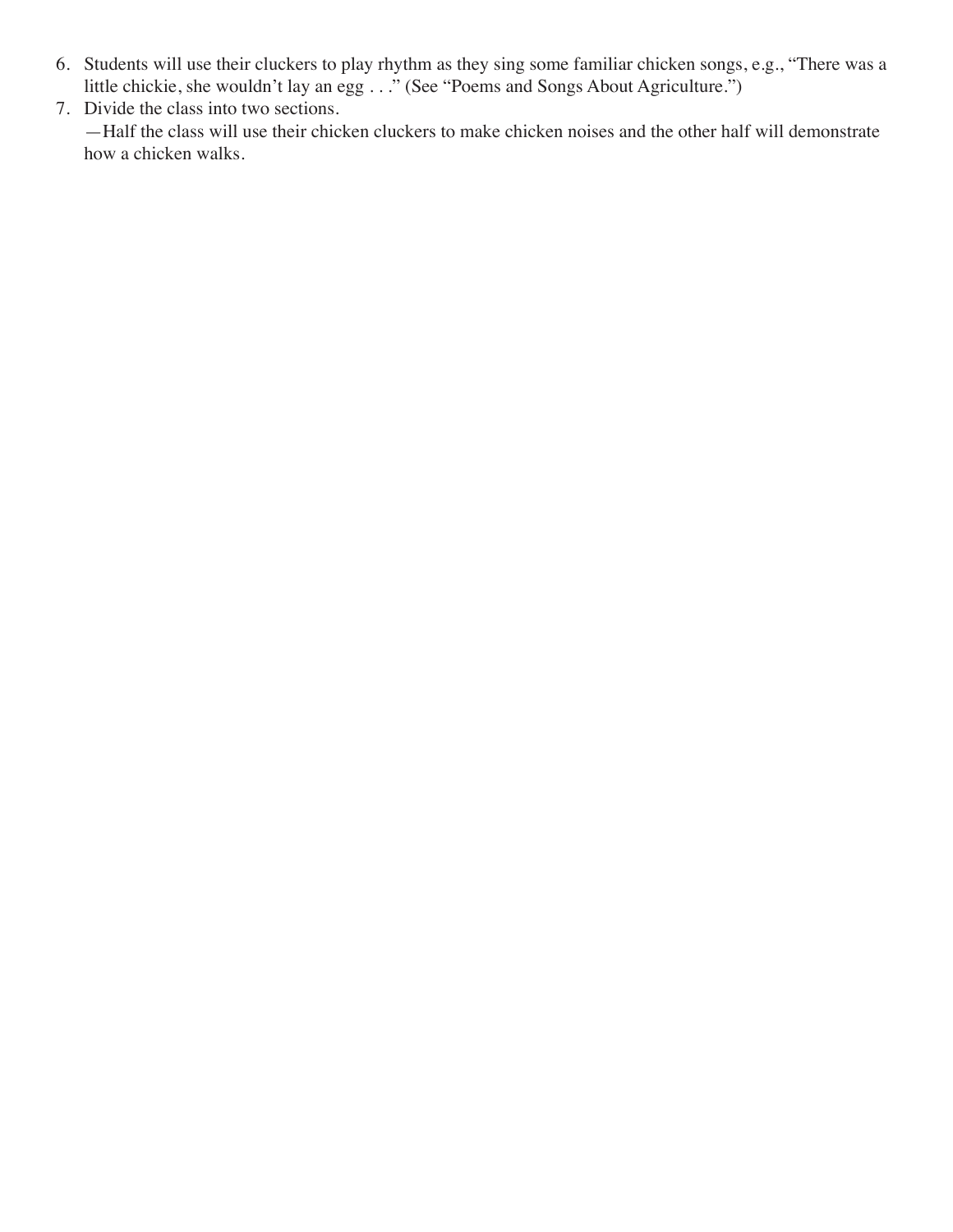6. Students will use their cluckers to play rhythm as they sing some familiar chicken songs, e.g., "There was a little chickie, she wouldn't lay an egg . . ." (See "Poems and Songs About Agriculture.")
7. Divide the class into two sections.
   —Half the class will use their chicken cluckers to make chicken noises and the other half will demonstrate how a chicken walks.